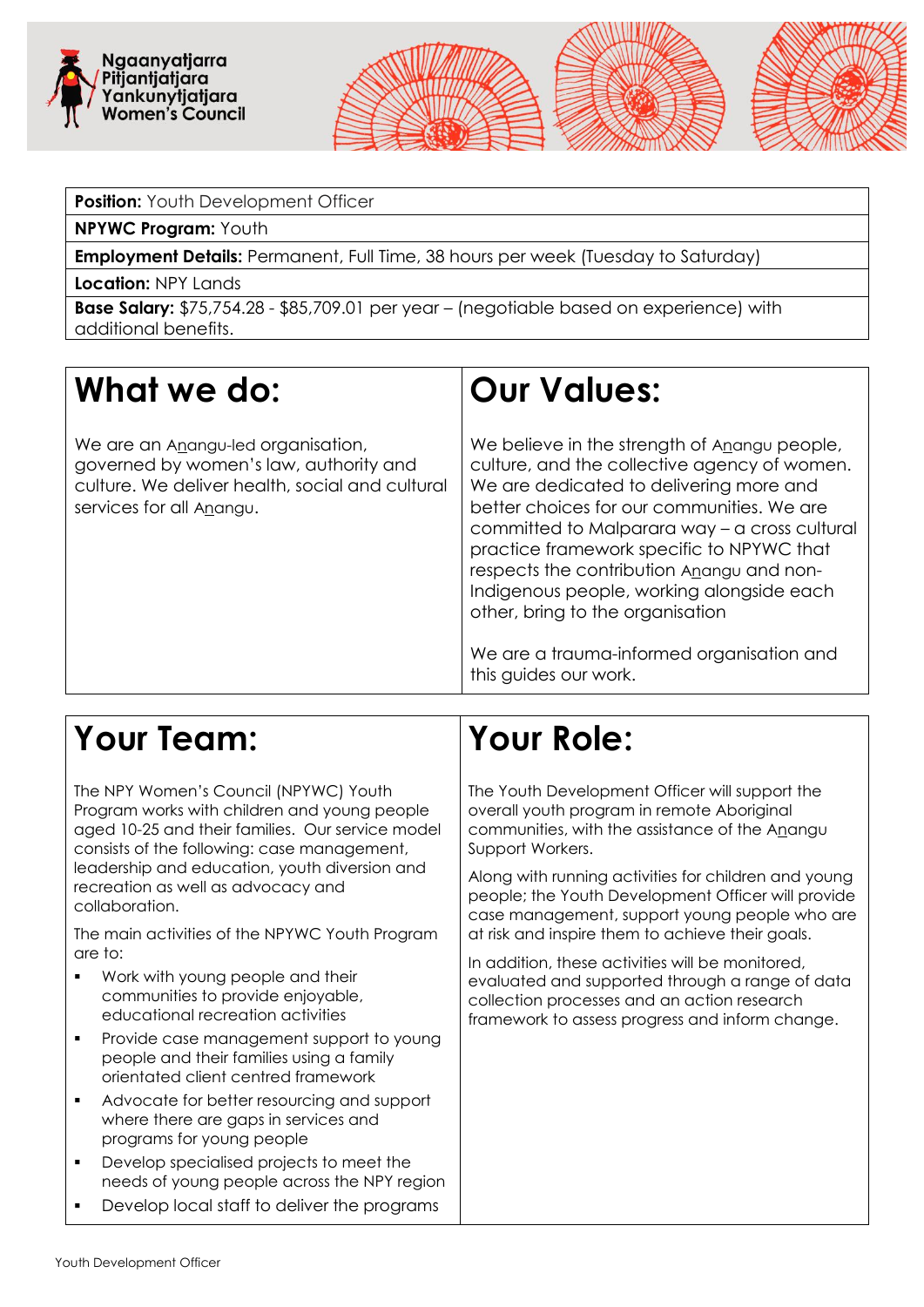Ngaanyatjarra Pitjantjatjara Yankunytjatjara Women's Council

**Position:** Youth Development Officer

**NPYWC Program:** Youth

**Employment Details:** Permanent, Full Time, 38 hours per week (Tuesday to Saturday)

**Location:** NPY Lands

**Base Salary:** $75,754.28 - $85,709.01 per year – (negotiable based on experience) with additional benefits.

# What we do:

We are an Anangu-led organisation, governed by women's law, authority and culture. We deliver health, social and cultural services for all Anangu.

# Our Values:

We believe in the strength of Anangu people, culture, and the collective agency of women. We are dedicated to delivering more and better choices for our communities. We are committed to Malparara way – a cross cultural practice framework specific to NPYWC that respects the contribution Anangu and non-Indigenous people, working alongside each other, bring to the organisation

We are a trauma-informed organisation and this guides our work.

# Your Team:

The NPY Women's Council (NPYWC) Youth Program works with children and young people aged 10-25 and their families. Our service model consists of the following: case management, leadership and education, youth diversion and recreation as well as advocacy and collaboration.

The main activities of the NPYWC Youth Program are to:

- Work with young people and their communities to provide enjoyable, educational recreation activities
- Provide case management support to young people and their families using a family orientated client centred framework
- Advocate for better resourcing and support where there are gaps in services and programs for young people
- Develop specialised projects to meet the needs of young people across the NPY region
- Develop local staff to deliver the programs

# Your Role:

The Youth Development Officer will support the overall youth program in remote Aboriginal communities, with the assistance of the Anangu Support Workers.

Along with running activities for children and young people; the Youth Development Officer will provide case management, support young people who are at risk and inspire them to achieve their goals.

In addition, these activities will be monitored, evaluated and supported through a range of data collection processes and an action research framework to assess progress and inform change.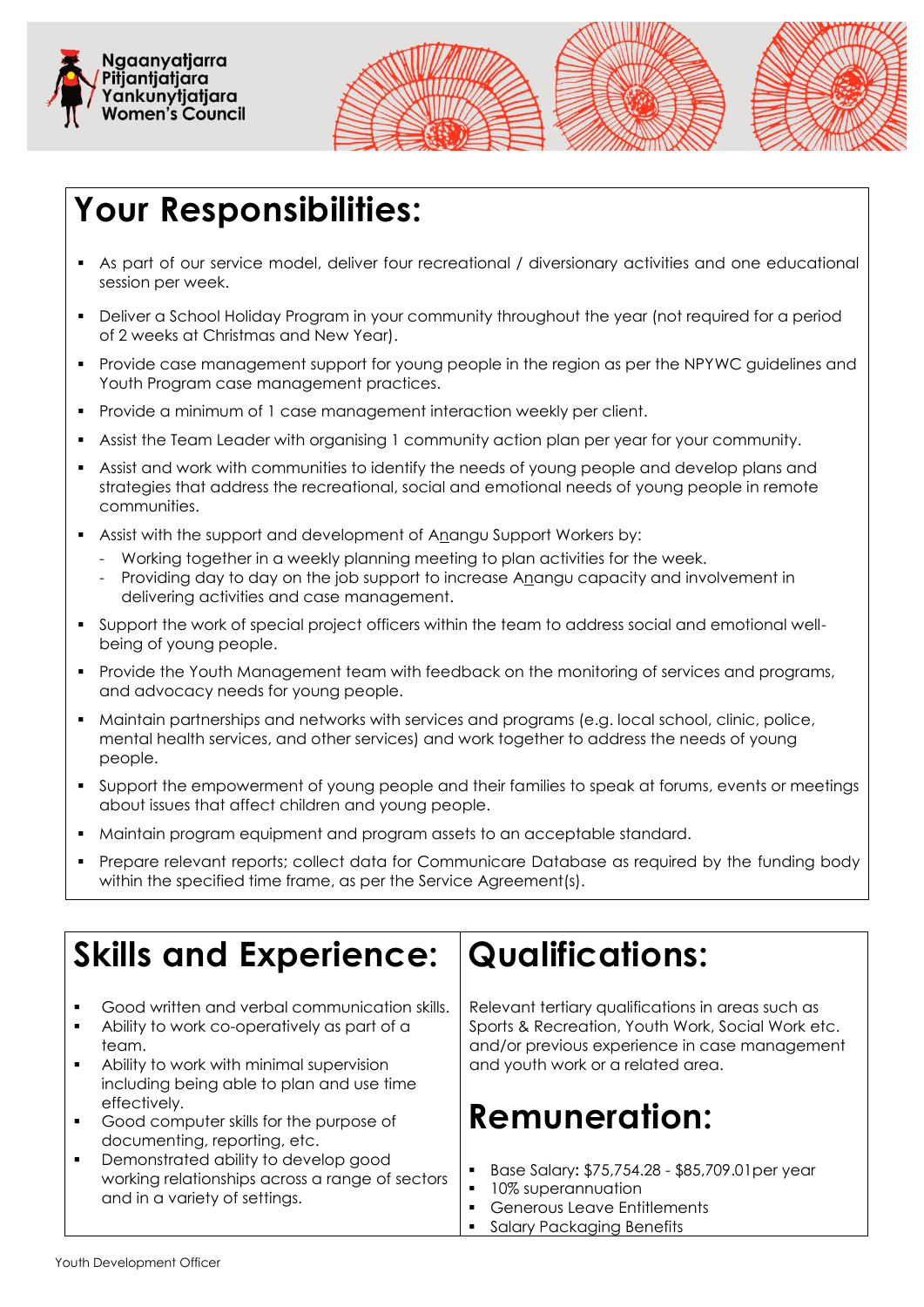# Your Responsibilities:

- As part of our service model, deliver four recreational / diversionary activities and one educational session per week.
- Deliver a School Holiday Program in your community throughout the year (not required for a period of 2 weeks at Christmas and New Year).
- Provide case management support for young people in the region as per the NPYWC guidelines and Youth Program case management practices.
- Provide a minimum of 1 case management interaction weekly per client.
- Assist the Team Leader with organising 1 community action plan per year for your community.
- Assist and work with communities to identify the needs of young people and develop plans and strategies that address the recreational, social and emotional needs of young people in remote communities.
- Assist with the support and development of Anangu Support Workers by:
  - Working together in a weekly planning meeting to plan activities for the week.
  - Providing day to day on the job support to increase Anangu capacity and involvement in delivering activities and case management.
- Support the work of special project officers within the team to address social and emotional well-being of young people.
- Provide the Youth Management team with feedback on the monitoring of services and programs, and advocacy needs for young people.
- Maintain partnerships and networks with services and programs (e.g. local school, clinic, police, mental health services, and other services) and work together to address the needs of young people.
- Support the empowerment of young people and their families to speak at forums, events or meetings about issues that affect children and young people.
- Maintain program equipment and program assets to an acceptable standard.
- Prepare relevant reports; collect data for Communicare Database as required by the funding body within the specified time frame, as per the Service Agreement(s).

# Skills and Experience:

- Good written and verbal communication skills.
- Ability to work co-operatively as part of a team.
- Ability to work with minimal supervision including being able to plan and use time effectively.
- Good computer skills for the purpose of documenting, reporting, etc.
- Demonstrated ability to develop good working relationships across a range of sectors and in a variety of settings.

# Qualifications:

Relevant tertiary qualifications in areas such as Sports & Recreation, Youth Work, Social Work etc. and/or previous experience in case management and youth work or a related area.

# Remuneration:

- Base Salary**:** $75,754.28 - $85,709.01per year
- 10% superannuation
- Generous Leave Entitlements
- Salary Packaging Benefits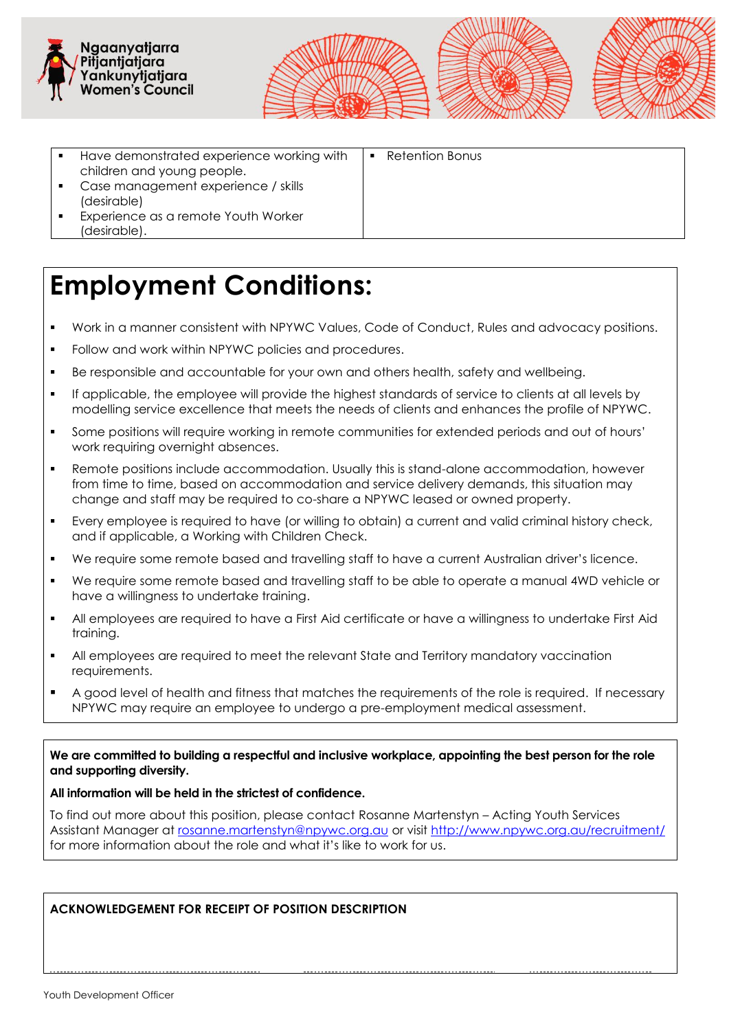| | |
|---|---|
| - Have demonstrated experience working with children and young people.<br>- Case management experience / skills (desirable)<br>- Experience as a remote Youth Worker (desirable). | - Retention Bonus |

# Employment Conditions:

- Work in a manner consistent with NPYWC Values, Code of Conduct, Rules and advocacy positions.
- Follow and work within NPYWC policies and procedures.
- Be responsible and accountable for your own and others health, safety and wellbeing.
- If applicable, the employee will provide the highest standards of service to clients at all levels by modelling service excellence that meets the needs of clients and enhances the profile of NPYWC.
- Some positions will require working in remote communities for extended periods and out of hours' work requiring overnight absences.
- Remote positions include accommodation. Usually this is stand-alone accommodation, however from time to time, based on accommodation and service delivery demands, this situation may change and staff may be required to co-share a NPYWC leased or owned property.
- Every employee is required to have (or willing to obtain) a current and valid criminal history check, and if applicable, a Working with Children Check.
- We require some remote based and travelling staff to have a current Australian driver's licence.
- We require some remote based and travelling staff to be able to operate a manual 4WD vehicle or have a willingness to undertake training.
- All employees are required to have a First Aid certificate or have a willingness to undertake First Aid training.
- All employees are required to meet the relevant State and Territory mandatory vaccination requirements.
- A good level of health and fitness that matches the requirements of the role is required. If necessary NPYWC may require an employee to undergo a pre-employment medical assessment.

**We are committed to building a respectful and inclusive workplace, appointing the best person for the role and supporting diversity.**

**All information will be held in the strictest of confidence.**

To find out more about this position, please contact Rosanne Martenstyn – Acting Youth Services Assistant Manager at rosanne.martenstyn@npywc.org.au or visit http://www.npywc.org.au/recruitment/ for more information about the role and what it's like to work for us.

**ACKNOWLEDGEMENT FOR RECEIPT OF POSITION DESCRIPTION**

.............................................................. .............................................................. ..................................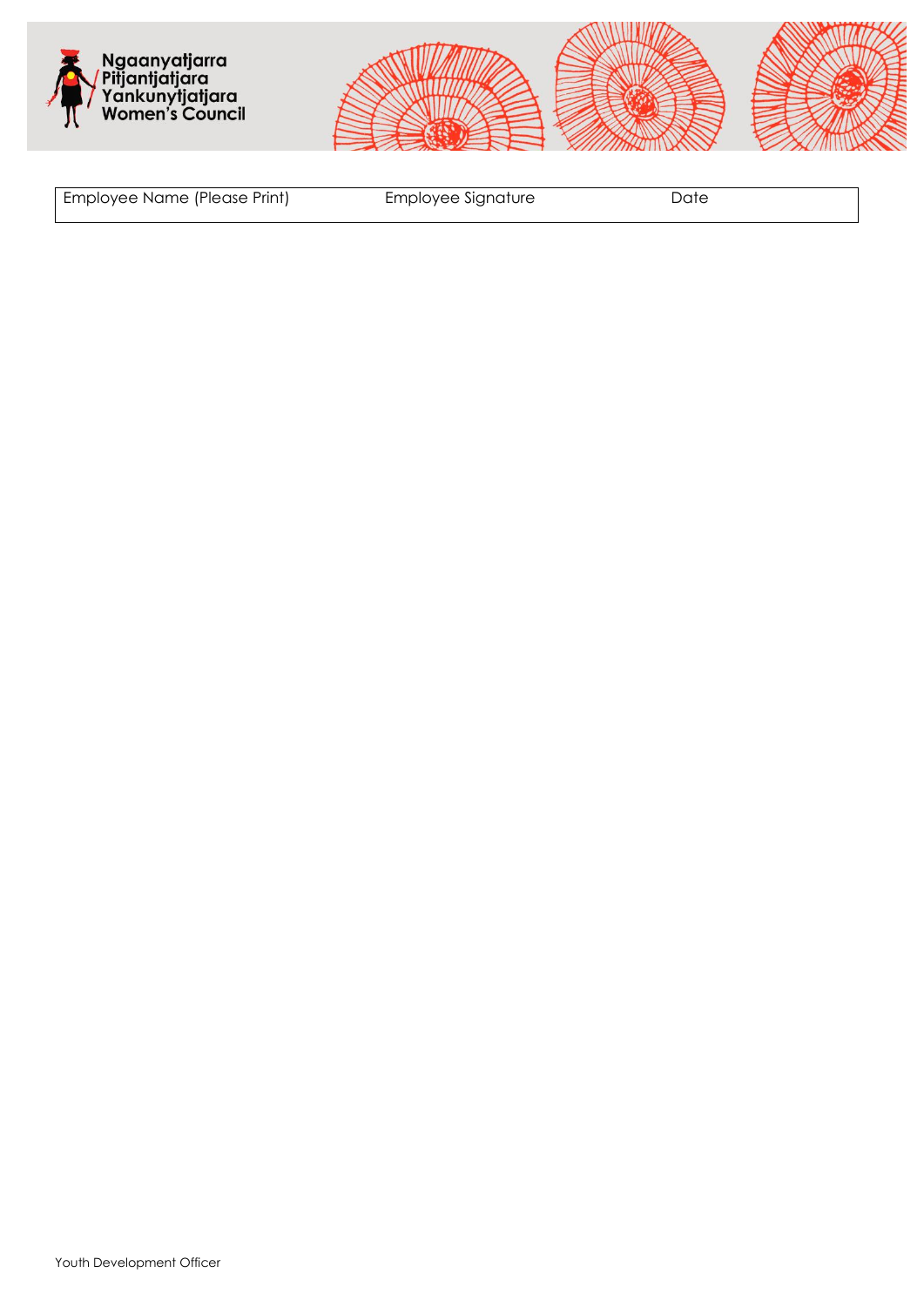| Employee Name (Please Print) | Employee Signature | Date |
| --- | --- | --- |